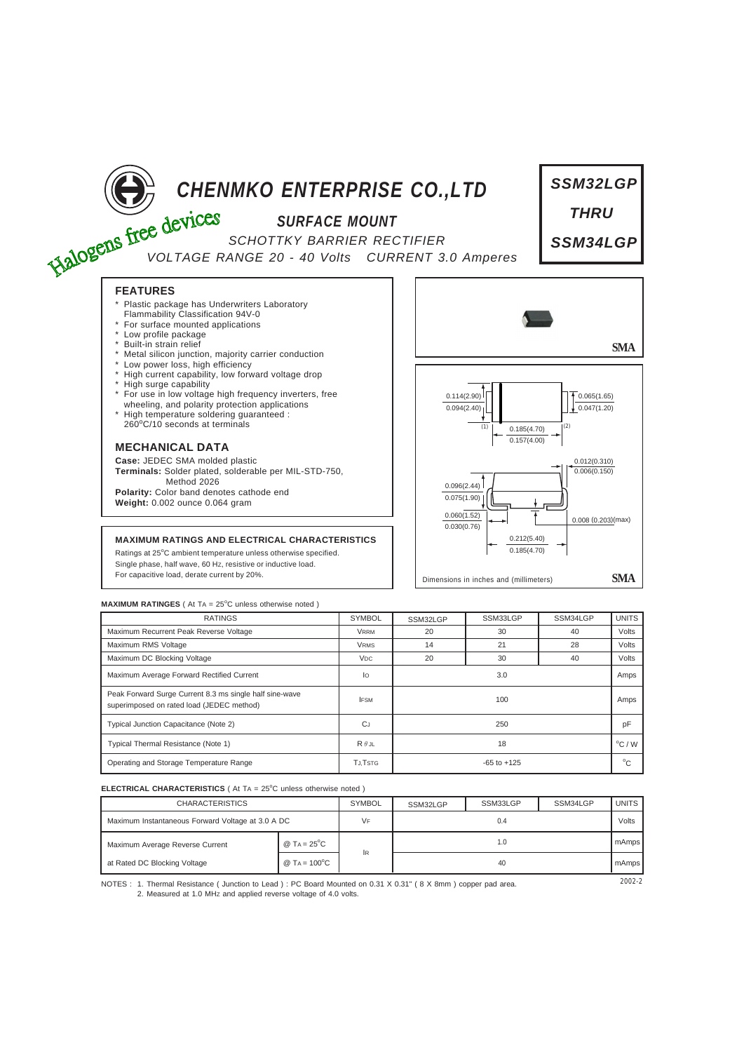# CHENMKO ENTERPRISE CO.,LTD

Halogens free devices

## SURFACE MOUNT

SCHOTTKY BARRIER RECTIFIER

VOLTAGE RANGE 20 - 40 Volts CURRENT 3.0 Amperes

**SSM32LGP**
**THRU**
**SSM34LGP**

### FEATURES

* Plastic package has Underwriters Laboratory Flammability Classification 94V-0
* For surface mounted applications
* Low profile package
* Built-in strain relief
* Metal silicon junction, majority carrier conduction
* Low power loss, high efficiency
* High current capability, low forward voltage drop
* High surge capability
* For use in low voltage high frequency inverters, free wheeling, and polarity protection applications
* High temperature soldering guaranteed : 260°C/10 seconds at terminals

### MECHANICAL DATA

**Case:** JEDEC SMA molded plastic
**Terminals:** Solder plated, solderable per MIL-STD-750, Method 2026
**Polarity:** Color band denotes cathode end
**Weight:** 0.002 ounce 0.064 gram

SMA

0.114(2.90) 0.094(2.40) 0.065(1.65) 0.047(1.20) (1) 0.185(4.70) 0.157(4.00) (2) 0.012(0.310) 0.006(0.150) 0.096(2.44) 0.075(1.90) 0.060(1.52) 0.030(0.76) 0.008 (0.203)(max) 0.212(5.40) 0.185(4.70)

Dimensions in inches and (millimeters) SMA

### MAXIMUM RATINGS AND ELECTRICAL CHARACTERISTICS

Ratings at 25°C ambient temperature unless otherwise specified.
Single phase, half wave, 60 Hz, resistive or inductive load.
For capacitive load, derate current by 20%.

**MAXIMUM RATINGES** ( At $T_A$ = 25°C unless otherwise noted )

| RATINGS | SYMBOL | SSM32LGP | SSM33LGP | SSM34LGP | UNITS |
|---|---|---|---|---|---|
| Maximum Recurrent Peak Reverse Voltage | $V_{RRM}$ | 20 | 30 | 40 | Volts |
| Maximum RMS Voltage | $V_{RMS}$ | 14 | 21 | 28 | Volts |
| Maximum DC Blocking Voltage | $V_{DC}$ | 20 | 30 | 40 | Volts |
| Maximum Average Forward Rectified Current | $I_O$ | | 3.0 | | Amps |
| Peak Forward Surge Current 8.3 ms single half sine-wave superimposed on rated load (JEDEC method) | $I_{FSM}$ | | 100 | | Amps |
| Typical Junction Capacitance (Note 2) | $C_J$ | | 250 | | pF |
| Typical Thermal Resistance (Note 1) | $R_{\theta JL}$ | | 18 | | °C / W |
| Operating and Storage Temperature Range | $T_J, T_{STG}$ | | -65 to +125 | | °C |

**ELECTRICAL CHARACTERISTICS** ( At $T_A$ = 25°C unless otherwise noted )

| CHARACTERISTICS | | SYMBOL | SSM32LGP | SSM33LGP | SSM34LGP | UNITS |
|---|---|---|---|---|---|---|
| Maximum Instantaneous Forward Voltage at 3.0 A DC | | $V_F$ | | 0.4 | | Volts |
| Maximum Average Reverse Current | @ $T_A$ = 25°C | $I_R$ | | 1.0 | | mAmps |
| at Rated DC Blocking Voltage | @ $T_A$ = 100°C | | | 40 | | mAmps |

NOTES : 1. Thermal Resistance ( Junction to Lead ) : PC Board Mounted on 0.31 X 0.31" ( 8 X 8mm ) copper pad area.
2. Measured at 1.0 MHz and applied reverse voltage of 4.0 volts.

2002-2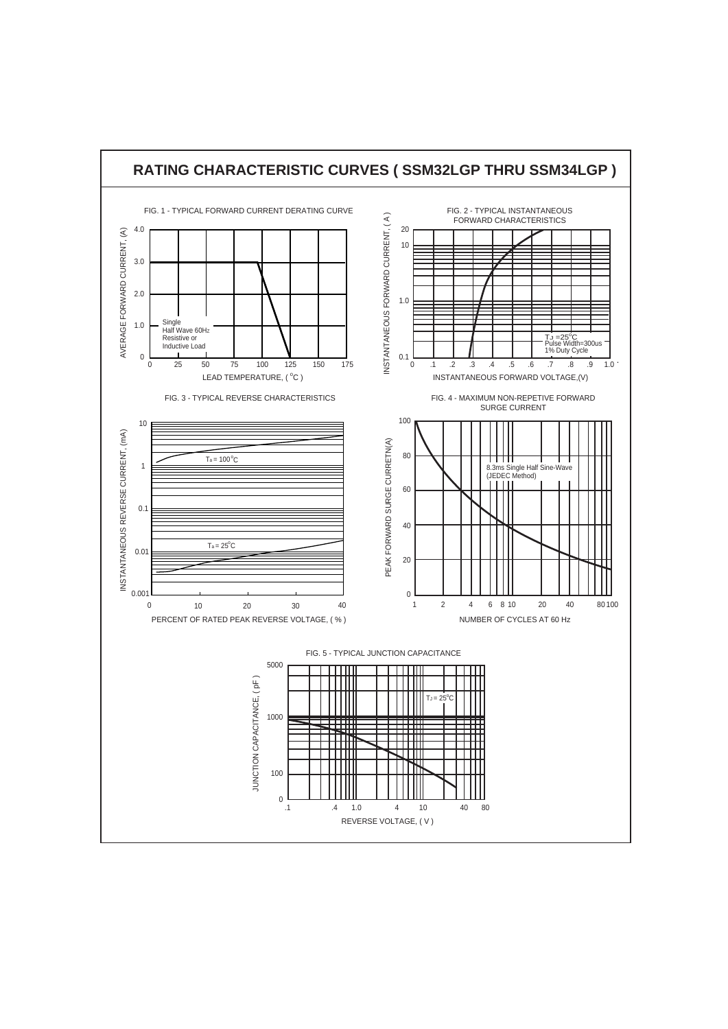# RATING CHARACTERISTIC CURVES ( SSM32LGP THRU SSM34LGP )

FIG. 1 - TYPICAL FORWARD CURRENT DERATING CURVE

AVERAGE FORWARD CURRENT, (A)

4.0
3.0
2.0
1.0
0

0 25 50 75 100 125 150 175

LEAD TEMPERATURE, ( $^{o}$C )

Single
Half Wave 60Hz
Resistive or
Inductive Load

FIG. 2 - TYPICAL INSTANTANEOUS FORWARD CHARACTERISTICS

INSTANTANEOUS FORWARD CURRENT, ( A )

20
10
1.0
0.1

0 .1 .2 .3 .4 .5 .6 .7 .8 .9 1.0

INSTANTANEOUS FORWARD VOLTAGE,(V)

$T_J$ =25$^{o}$C
Pulse Width=300us
1% Duty Cycle

FIG. 3 - TYPICAL REVERSE CHARACTERISTICS

INSTANTANEOUS REVERSE CURRENT, (mA)

10
1
0.1
0.01
0.001

0 10 20 30 40

PERCENT OF RATED PEAK REVERSE VOLTAGE, ( % )

$T_a$ = 100$^{o}$C

$T_a$ = 25$^{o}$C

FIG. 4 - MAXIMUM NON-REPETIVE FORWARD SURGE CURRENT

PEAK FORWARD SURGE CURRETN(A)

100
80
60
40
20
0

1 2 4 6 8 10 20 40 80 100

NUMBER OF CYCLES AT 60 Hz

8.3ms Single Half Sine-Wave
(JEDEC Method)

FIG. 5 - TYPICAL JUNCTION CAPACITANCE

JUNCTION CAPACITANCE, ( pF )

5000
1000
100
0

.1 .4 1.0 4 10 40 80

REVERSE VOLTAGE, ( V )

$T_J$ = 25$^{o}$C